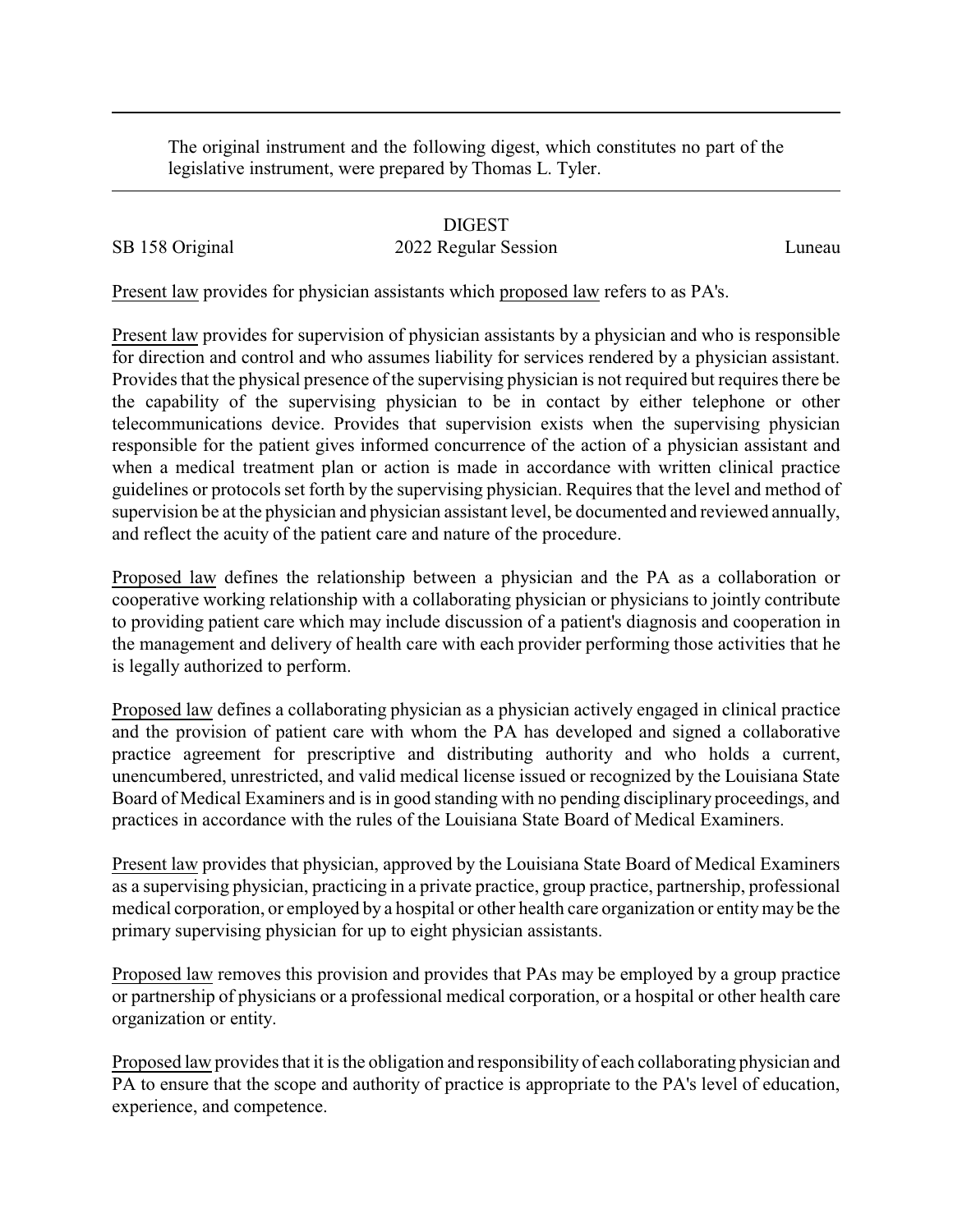The original instrument and the following digest, which constitutes no part of the legislative instrument, were prepared by Thomas L. Tyler.

DIGEST

SB 158 Original — 2022 Regular Session — Luneau

Present law provides for physician assistants which proposed law refers to as PA's.

Present law provides for supervision of physician assistants by a physician and who is responsible for direction and control and who assumes liability for services rendered by a physician assistant. Provides that the physical presence of the supervising physician is not required but requires there be the capability of the supervising physician to be in contact by either telephone or other telecommunications device. Provides that supervision exists when the supervising physician responsible for the patient gives informed concurrence of the action of a physician assistant and when a medical treatment plan or action is made in accordance with written clinical practice guidelines or protocols set forth by the supervising physician. Requires that the level and method of supervision be at the physician and physician assistant level, be documented and reviewed annually, and reflect the acuity of the patient care and nature of the procedure.

Proposed law defines the relationship between a physician and the PA as a collaboration or cooperative working relationship with a collaborating physician or physicians to jointly contribute to providing patient care which may include discussion of a patient's diagnosis and cooperation in the management and delivery of health care with each provider performing those activities that he is legally authorized to perform.

Proposed law defines a collaborating physician as a physician actively engaged in clinical practice and the provision of patient care with whom the PA has developed and signed a collaborative practice agreement for prescriptive and distributing authority and who holds a current, unencumbered, unrestricted, and valid medical license issued or recognized by the Louisiana State Board of Medical Examiners and is in good standing with no pending disciplinary proceedings, and practices in accordance with the rules of the Louisiana State Board of Medical Examiners.

Present law provides that physician, approved by the Louisiana State Board of Medical Examiners as a supervising physician, practicing in a private practice, group practice, partnership, professional medical corporation, or employed by a hospital or other health care organization or entity may be the primary supervising physician for up to eight physician assistants.

Proposed law removes this provision and provides that PAs may be employed by a group practice or partnership of physicians or a professional medical corporation, or a hospital or other health care organization or entity.

Proposed law provides that it is the obligation and responsibility of each collaborating physician and PA to ensure that the scope and authority of practice is appropriate to the PA's level of education, experience, and competence.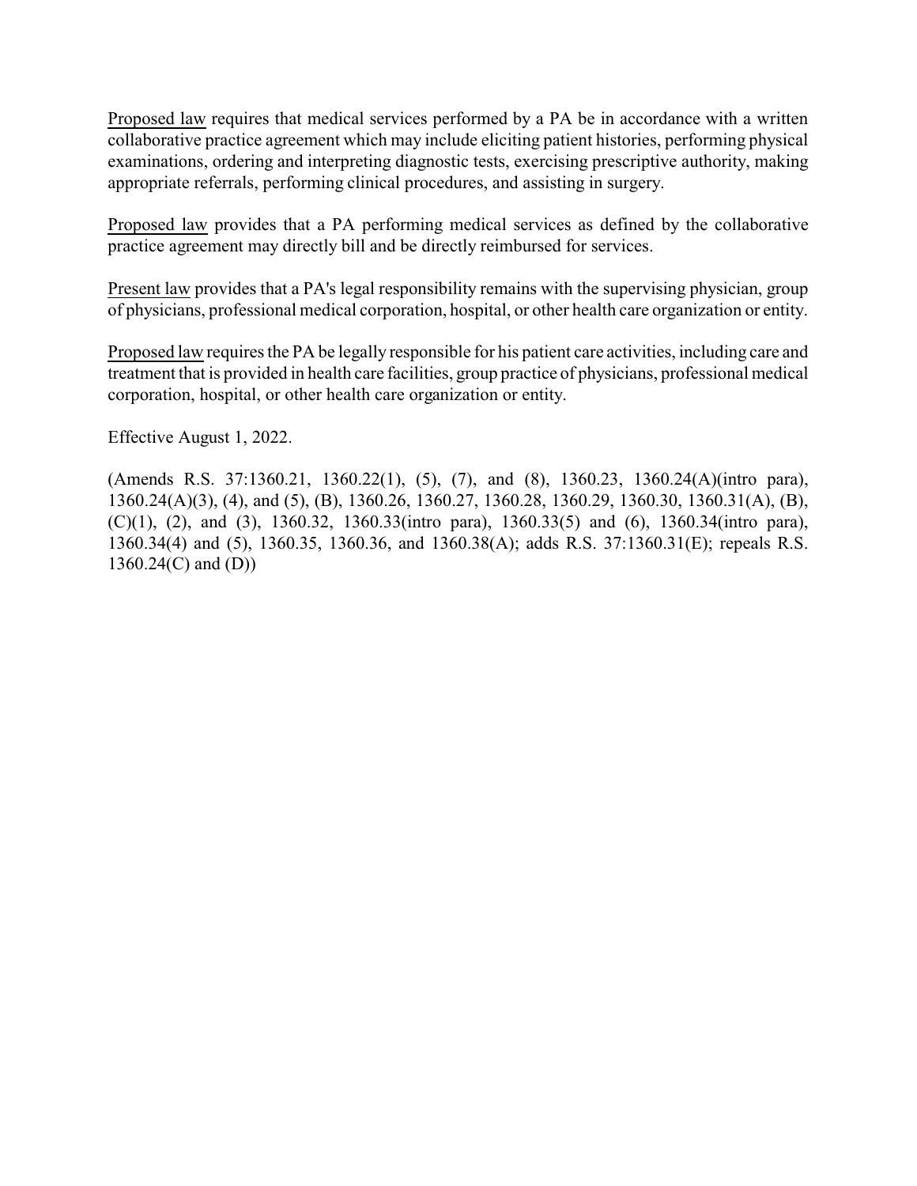Proposed law requires that medical services performed by a PA be in accordance with a written collaborative practice agreement which may include eliciting patient histories, performing physical examinations, ordering and interpreting diagnostic tests, exercising prescriptive authority, making appropriate referrals, performing clinical procedures, and assisting in surgery.

Proposed law provides that a PA performing medical services as defined by the collaborative practice agreement may directly bill and be directly reimbursed for services.

Present law provides that a PA's legal responsibility remains with the supervising physician, group of physicians, professional medical corporation, hospital, or other health care organization or entity.

Proposed law requires the PA be legally responsible for his patient care activities, including care and treatment that is provided in health care facilities, group practice of physicians, professional medical corporation, hospital, or other health care organization or entity.

Effective August 1, 2022.

(Amends R.S. 37:1360.21, 1360.22(1), (5), (7), and (8), 1360.23, 1360.24(A)(intro para), 1360.24(A)(3), (4), and (5), (B), 1360.26, 1360.27, 1360.28, 1360.29, 1360.30, 1360.31(A), (B), (C)(1), (2), and (3), 1360.32, 1360.33(intro para), 1360.33(5) and (6), 1360.34(intro para), 1360.34(4) and (5), 1360.35, 1360.36, and 1360.38(A); adds R.S. 37:1360.31(E); repeals R.S. 1360.24(C) and (D))